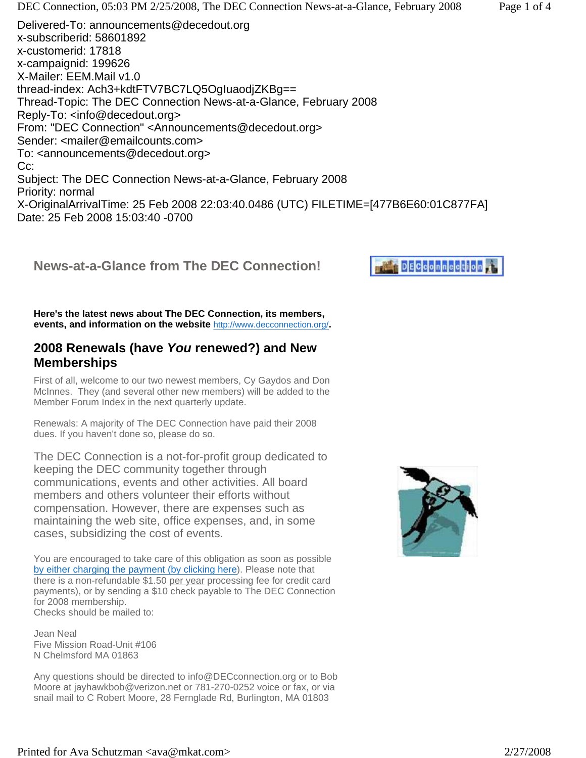Delivered-To: announcements@decedout.org
x-subscriberid: 58601892
x-customerid: 17818
x-campaignid: 199626
X-Mailer: EEM.Mail v1.0
thread-index: Ach3+kdtFTV7BC7LQ5OgIuaodjZKBg==
Thread-Topic: The DEC Connection News-at-a-Glance, February 2008
Reply-To: <info@decedout.org>
From: "DEC Connection" <Announcements@decedout.org>
Sender: <mailer@emailcounts.com>
To: <announcements@decedout.org>
Cc:
Subject: The DEC Connection News-at-a-Glance, February 2008
Priority: normal
X-OriginalArrivalTime: 25 Feb 2008 22:03:40.0486 (UTC) FILETIME=[477B6E60:01C877FA]
Date: 25 Feb 2008 15:03:40 -0700

# News-at-a-Glance from The DEC Connection!

**Here's the latest news about The DEC Connection, its members, events, and information on the website** http://www.decconnection.org/.

## 2008 Renewals (have *You* renewed?) and New Memberships

First of all, welcome to our two newest members, Cy Gaydos and Don McInnes. They (and several other new members) will be added to the Member Forum Index in the next quarterly update.

Renewals: A majority of The DEC Connection have paid their 2008 dues. If you haven't done so, please do so.

The DEC Connection is a not-for-profit group dedicated to keeping the DEC community together through communications, events and other activities. All board members and others volunteer their efforts without compensation. However, there are expenses such as maintaining the web site, office expenses, and, in some cases, subsidizing the cost of events.

You are encouraged to take care of this obligation as soon as possible by either charging the payment (by clicking here). Please note that there is a non-refundable $1.50 per year processing fee for credit card payments), or by sending a $10 check payable to The DEC Connection for 2008 membership.
Checks should be mailed to:

Jean Neal
Five Mission Road-Unit #106
N Chelmsford MA 01863

Any questions should be directed to info@DECconnection.org or to Bob Moore at jayhawkbob@verizon.net or 781-270-0252 voice or fax, or via snail mail to C Robert Moore, 28 Fernglade Rd, Burlington, MA 01803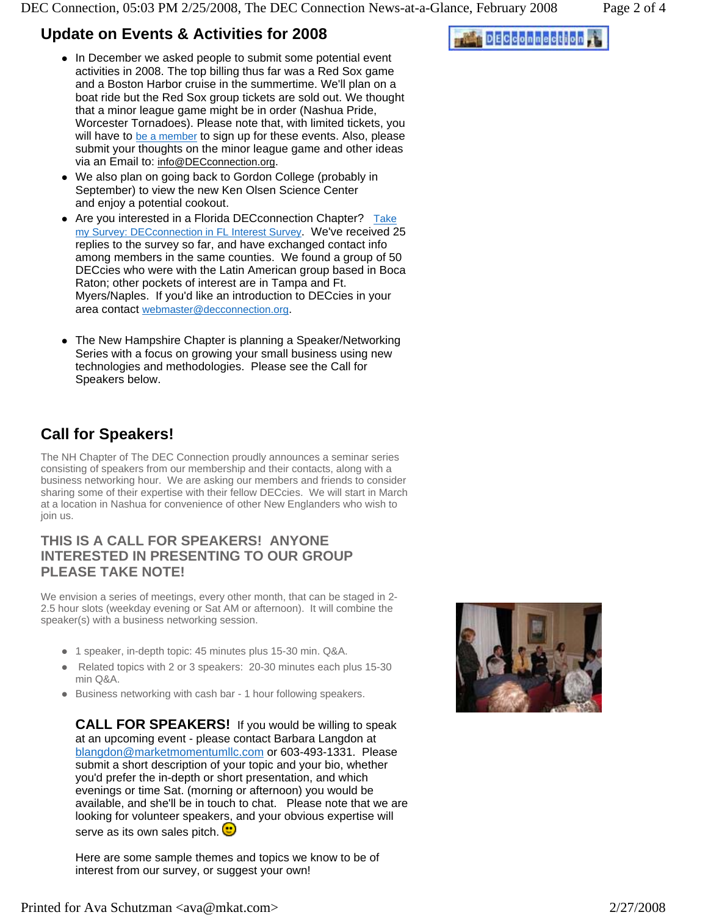## Update on Events & Activities for 2008

- In December we asked people to submit some potential event activities in 2008. The top billing thus far was a Red Sox game and a Boston Harbor cruise in the summertime. We'll plan on a boat ride but the Red Sox group tickets are sold out. We thought that a minor league game might be in order (Nashua Pride, Worcester Tornadoes). Please note that, with limited tickets, you will have to be a member to sign up for these events. Also, please submit your thoughts on the minor league game and other ideas via an Email to: info@DECconnection.org.
- We also plan on going back to Gordon College (probably in September) to view the new Ken Olsen Science Center and enjoy a potential cookout.
- Are you interested in a Florida DECconnection Chapter? Take my Survey: DECconnection in FL Interest Survey. We've received 25 replies to the survey so far, and have exchanged contact info among members in the same counties. We found a group of 50 DECcies who were with the Latin American group based in Boca Raton; other pockets of interest are in Tampa and Ft. Myers/Naples. If you'd like an introduction to DECcies in your area contact webmaster@decconnection.org.
- The New Hampshire Chapter is planning a Speaker/Networking Series with a focus on growing your small business using new technologies and methodologies. Please see the Call for Speakers below.

## Call for Speakers!

The NH Chapter of The DEC Connection proudly announces a seminar series consisting of speakers from our membership and their contacts, along with a business networking hour. We are asking our members and friends to consider sharing some of their expertise with their fellow DECcies. We will start in March at a location in Nashua for convenience of other New Englanders who wish to join us.

### THIS IS A CALL FOR SPEAKERS! ANYONE INTERESTED IN PRESENTING TO OUR GROUP PLEASE TAKE NOTE!

We envision a series of meetings, every other month, that can be staged in 2-2.5 hour slots (weekday evening or Sat AM or afternoon). It will combine the speaker(s) with a business networking session.

- 1 speaker, in-depth topic: 45 minutes plus 15-30 min. Q&A.
- Related topics with 2 or 3 speakers: 20-30 minutes each plus 15-30 min Q&A.
- Business networking with cash bar - 1 hour following speakers.

**CALL FOR SPEAKERS!** If you would be willing to speak at an upcoming event - please contact Barbara Langdon at blangdon@marketmomentumllc.com or 603-493-1331. Please submit a short description of your topic and your bio, whether you'd prefer the in-depth or short presentation, and which evenings or time Sat. (morning or afternoon) you would be available, and she'll be in touch to chat. Please note that we are looking for volunteer speakers, and your obvious expertise will serve as its own sales pitch. ☺

Here are some sample themes and topics we know to be of interest from our survey, or suggest your own!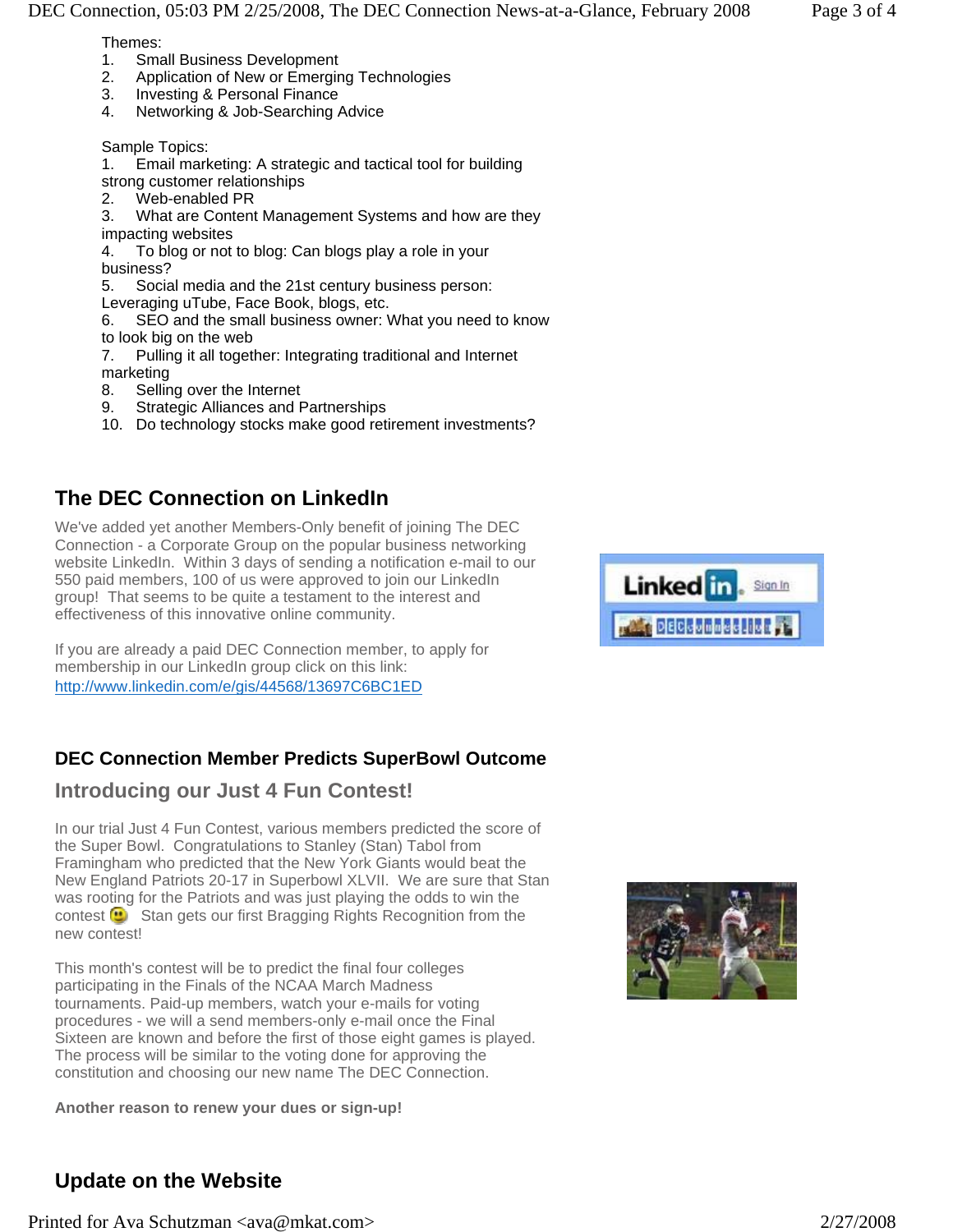Themes:

1. Small Business Development
2. Application of New or Emerging Technologies
3. Investing & Personal Finance
4. Networking & Job-Searching Advice

Sample Topics:

1. Email marketing: A strategic and tactical tool for building strong customer relationships
2. Web-enabled PR
3. What are Content Management Systems and how are they impacting websites
4. To blog or not to blog: Can blogs play a role in your business?
5. Social media and the 21st century business person: Leveraging uTube, Face Book, blogs, etc.
6. SEO and the small business owner: What you need to know to look big on the web
7. Pulling it all together: Integrating traditional and Internet marketing
8. Selling over the Internet
9. Strategic Alliances and Partnerships
10. Do technology stocks make good retirement investments?

## The DEC Connection on LinkedIn

We've added yet another Members-Only benefit of joining The DEC Connection - a Corporate Group on the popular business networking website LinkedIn. Within 3 days of sending a notification e-mail to our 550 paid members, 100 of us were approved to join our LinkedIn group! That seems to be quite a testament to the interest and effectiveness of this innovative online community.

If you are already a paid DEC Connection member, to apply for membership in our LinkedIn group click on this link:
http://www.linkedin.com/e/gis/44568/13697C6BC1ED

### DEC Connection Member Predicts SuperBowl Outcome

## Introducing our Just 4 Fun Contest!

In our trial Just 4 Fun Contest, various members predicted the score of the Super Bowl. Congratulations to Stanley (Stan) Tabol from Framingham who predicted that the New York Giants would beat the New England Patriots 20-17 in Superbowl XLVII. We are sure that Stan was rooting for the Patriots and was just playing the odds to win the contest 🙂 Stan gets our first Bragging Rights Recognition from the new contest!

This month's contest will be to predict the final four colleges participating in the Finals of the NCAA March Madness tournaments. Paid-up members, watch your e-mails for voting procedures - we will a send members-only e-mail once the Final Sixteen are known and before the first of those eight games is played. The process will be similar to the voting done for approving the constitution and choosing our new name The DEC Connection.

**Another reason to renew your dues or sign-up!**

## Update on the Website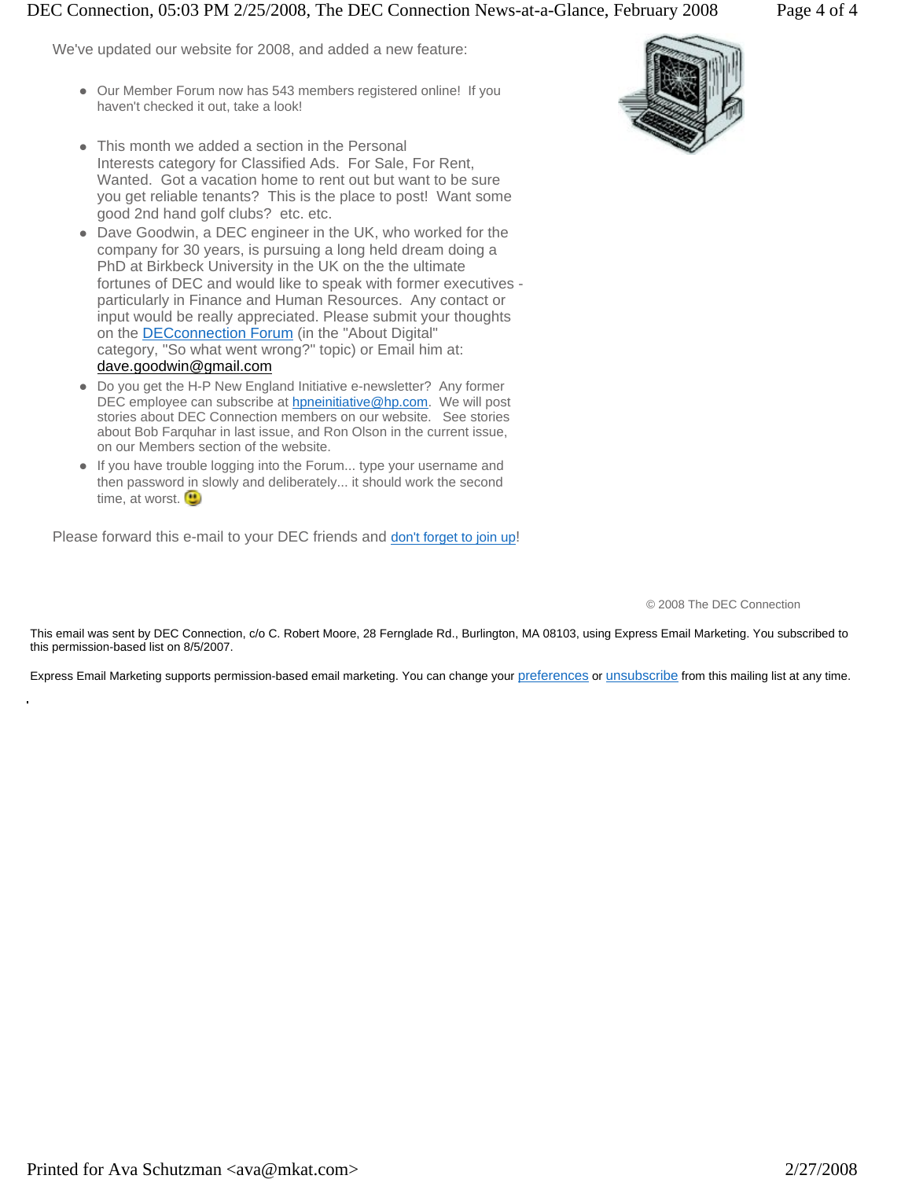We've updated our website for 2008, and added a new feature:

- Our Member Forum now has 543 members registered online! If you haven't checked it out, take a look!
- This month we added a section in the Personal Interests category for Classified Ads. For Sale, For Rent, Wanted. Got a vacation home to rent out but want to be sure you get reliable tenants? This is the place to post! Want some good 2nd hand golf clubs? etc. etc.
- Dave Goodwin, a DEC engineer in the UK, who worked for the company for 30 years, is pursuing a long held dream doing a PhD at Birkbeck University in the UK on the the ultimate fortunes of DEC and would like to speak with former executives - particularly in Finance and Human Resources. Any contact or input would be really appreciated. Please submit your thoughts on the DECconnection Forum (in the "About Digital" category, "So what went wrong?" topic) or Email him at: dave.goodwin@gmail.com
- Do you get the H-P New England Initiative e-newsletter? Any former DEC employee can subscribe at hpneinitiative@hp.com. We will post stories about DEC Connection members on our website. See stories about Bob Farquhar in last issue, and Ron Olson in the current issue, on our Members section of the website.
- If you have trouble logging into the Forum... type your username and then password in slowly and deliberately... it should work the second time, at worst. 🙂

Please forward this e-mail to your DEC friends and don't forget to join up!

© 2008 The DEC Connection

This email was sent by DEC Connection, c/o C. Robert Moore, 28 Fernglade Rd., Burlington, MA 08103, using Express Email Marketing. You subscribed to this permission-based list on 8/5/2007.

Express Email Marketing supports permission-based email marketing. You can change your preferences or unsubscribe from this mailing list at any time.